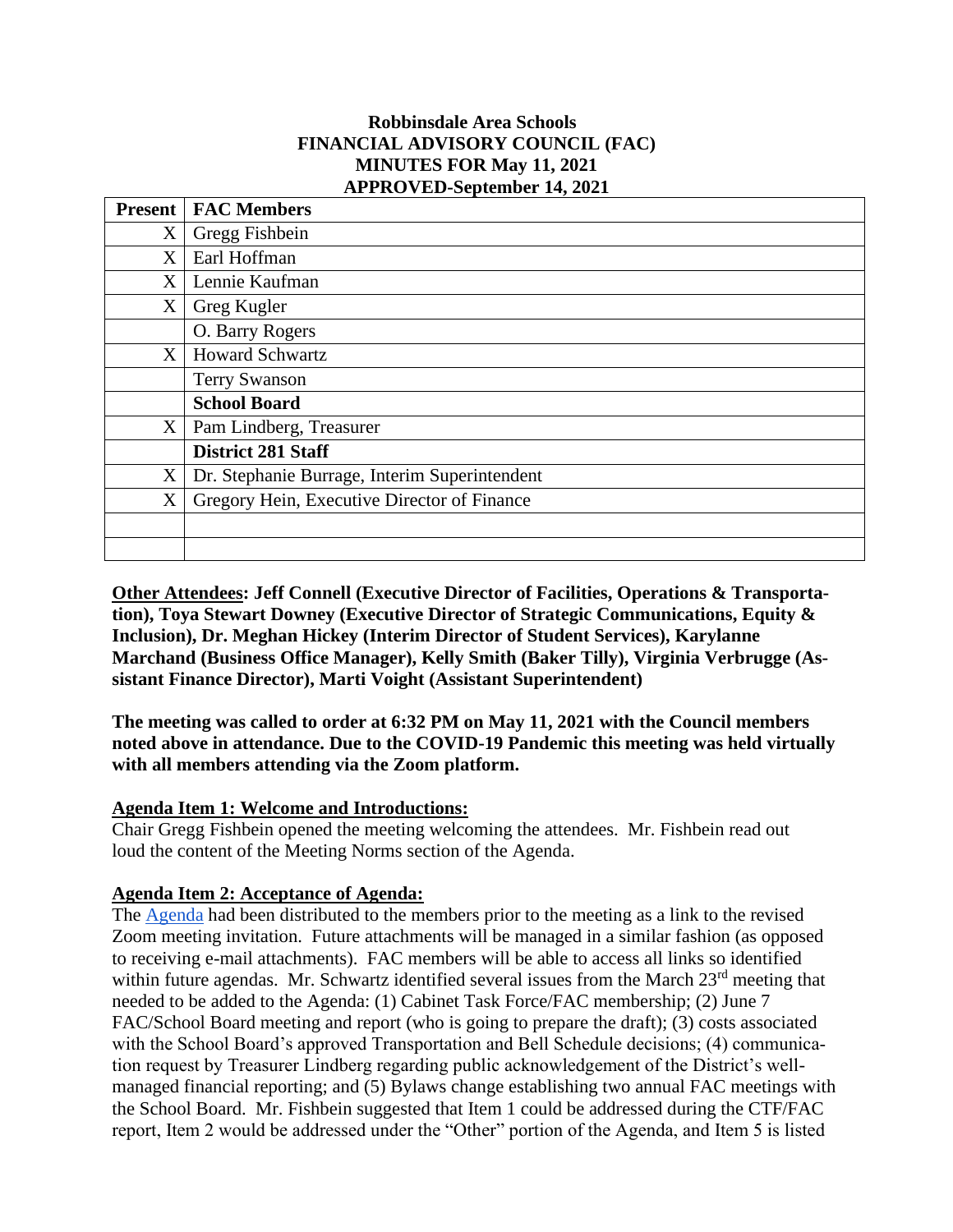**Robbinsdale Area Schools**
**FINANCIAL ADVISORY COUNCIL (FAC)**
**MINUTES FOR May 11, 2021**
**APPROVED-September 14, 2021**

| Present | FAC Members |
|---|---|
| X | Gregg Fishbein |
| X | Earl Hoffman |
| X | Lennie Kaufman |
| X | Greg Kugler |
| | O. Barry Rogers |
| X | Howard Schwartz |
| | Terry Swanson |
| | **School Board** |
| X | Pam Lindberg, Treasurer |
| | **District 281 Staff** |
| X | Dr. Stephanie Burrage, Interim Superintendent |
| X | Gregory Hein, Executive Director of Finance |
| | |
| | |

**Other Attendees: Jeff Connell (Executive Director of Facilities, Operations & Transportation), Toya Stewart Downey (Executive Director of Strategic Communications, Equity & Inclusion), Dr. Meghan Hickey (Interim Director of Student Services), Karylanne Marchand (Business Office Manager), Kelly Smith (Baker Tilly), Virginia Verbrugge (Assistant Finance Director), Marti Voight (Assistant Superintendent)**

**The meeting was called to order at 6:32 PM on May 11, 2021 with the Council members noted above in attendance. Due to the COVID-19 Pandemic this meeting was held virtually with all members attending via the Zoom platform.**

**Agenda Item 1: Welcome and Introductions:**
Chair Gregg Fishbein opened the meeting welcoming the attendees. Mr. Fishbein read out loud the content of the Meeting Norms section of the Agenda.

**Agenda Item 2: Acceptance of Agenda:**
The Agenda had been distributed to the members prior to the meeting as a link to the revised Zoom meeting invitation. Future attachments will be managed in a similar fashion (as opposed to receiving e-mail attachments). FAC members will be able to access all links so identified within future agendas. Mr. Schwartz identified several issues from the March 23rd meeting that needed to be added to the Agenda: (1) Cabinet Task Force/FAC membership; (2) June 7 FAC/School Board meeting and report (who is going to prepare the draft); (3) costs associated with the School Board's approved Transportation and Bell Schedule decisions; (4) communication request by Treasurer Lindberg regarding public acknowledgement of the District's well-managed financial reporting; and (5) Bylaws change establishing two annual FAC meetings with the School Board. Mr. Fishbein suggested that Item 1 could be addressed during the CTF/FAC report, Item 2 would be addressed under the "Other" portion of the Agenda, and Item 5 is listed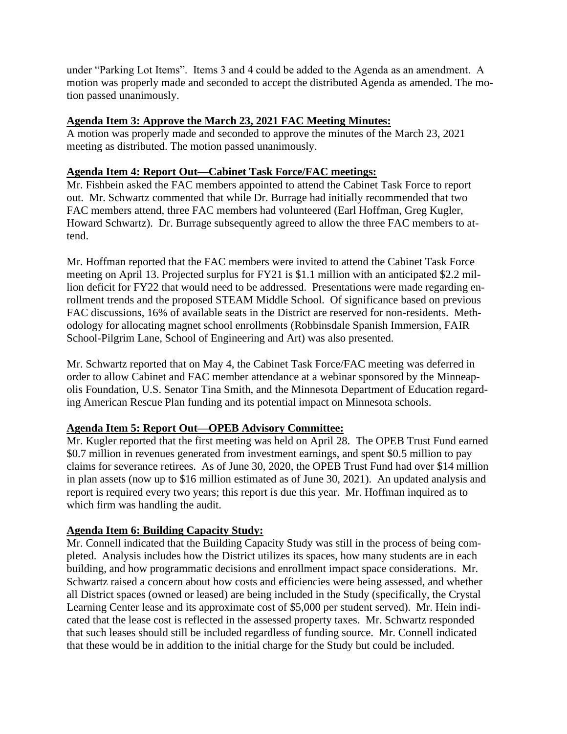under "Parking Lot Items". Items 3 and 4 could be added to the Agenda as an amendment. A motion was properly made and seconded to accept the distributed Agenda as amended. The motion passed unanimously.

**Agenda Item 3: Approve the March 23, 2021 FAC Meeting Minutes:**

A motion was properly made and seconded to approve the minutes of the March 23, 2021 meeting as distributed. The motion passed unanimously.

**Agenda Item 4: Report Out—Cabinet Task Force/FAC meetings:**

Mr. Fishbein asked the FAC members appointed to attend the Cabinet Task Force to report out. Mr. Schwartz commented that while Dr. Burrage had initially recommended that two FAC members attend, three FAC members had volunteered (Earl Hoffman, Greg Kugler, Howard Schwartz). Dr. Burrage subsequently agreed to allow the three FAC members to attend.

Mr. Hoffman reported that the FAC members were invited to attend the Cabinet Task Force meeting on April 13. Projected surplus for FY21 is $1.1 million with an anticipated $2.2 million deficit for FY22 that would need to be addressed. Presentations were made regarding enrollment trends and the proposed STEAM Middle School. Of significance based on previous FAC discussions, 16% of available seats in the District are reserved for non-residents. Methodology for allocating magnet school enrollments (Robbinsdale Spanish Immersion, FAIR School-Pilgrim Lane, School of Engineering and Art) was also presented.

Mr. Schwartz reported that on May 4, the Cabinet Task Force/FAC meeting was deferred in order to allow Cabinet and FAC member attendance at a webinar sponsored by the Minneapolis Foundation, U.S. Senator Tina Smith, and the Minnesota Department of Education regarding American Rescue Plan funding and its potential impact on Minnesota schools.

**Agenda Item 5: Report Out—OPEB Advisory Committee:**

Mr. Kugler reported that the first meeting was held on April 28. The OPEB Trust Fund earned $0.7 million in revenues generated from investment earnings, and spent $0.5 million to pay claims for severance retirees. As of June 30, 2020, the OPEB Trust Fund had over $14 million in plan assets (now up to $16 million estimated as of June 30, 2021). An updated analysis and report is required every two years; this report is due this year. Mr. Hoffman inquired as to which firm was handling the audit.

**Agenda Item 6: Building Capacity Study:**

Mr. Connell indicated that the Building Capacity Study was still in the process of being completed. Analysis includes how the District utilizes its spaces, how many students are in each building, and how programmatic decisions and enrollment impact space considerations. Mr. Schwartz raised a concern about how costs and efficiencies were being assessed, and whether all District spaces (owned or leased) are being included in the Study (specifically, the Crystal Learning Center lease and its approximate cost of $5,000 per student served). Mr. Hein indicated that the lease cost is reflected in the assessed property taxes. Mr. Schwartz responded that such leases should still be included regardless of funding source. Mr. Connell indicated that these would be in addition to the initial charge for the Study but could be included.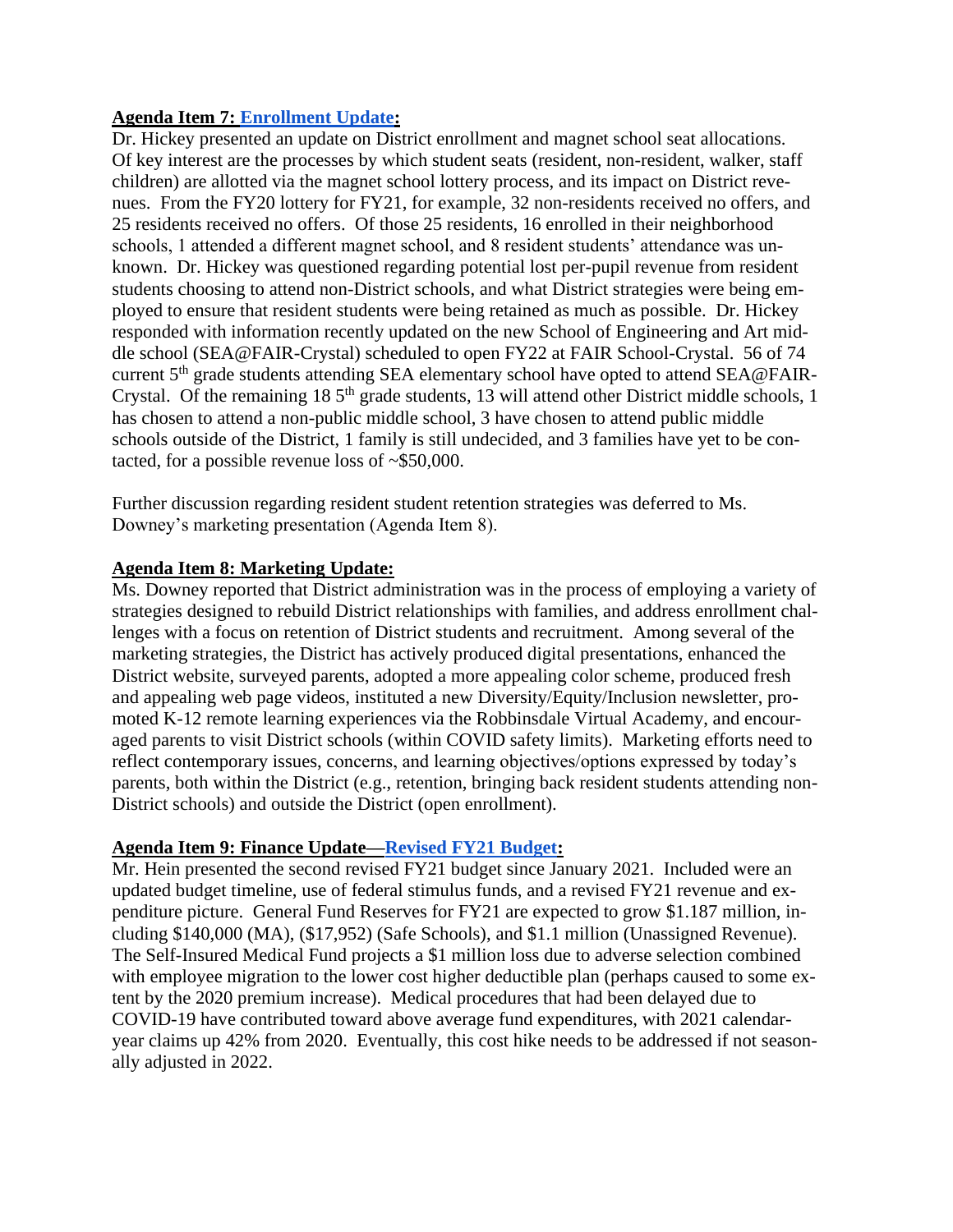**Agenda Item 7: Enrollment Update:**

Dr. Hickey presented an update on District enrollment and magnet school seat allocations. Of key interest are the processes by which student seats (resident, non-resident, walker, staff children) are allotted via the magnet school lottery process, and its impact on District revenues. From the FY20 lottery for FY21, for example, 32 non-residents received no offers, and 25 residents received no offers. Of those 25 residents, 16 enrolled in their neighborhood schools, 1 attended a different magnet school, and 8 resident students' attendance was unknown. Dr. Hickey was questioned regarding potential lost per-pupil revenue from resident students choosing to attend non-District schools, and what District strategies were being employed to ensure that resident students were being retained as much as possible. Dr. Hickey responded with information recently updated on the new School of Engineering and Art middle school (SEA@FAIR-Crystal) scheduled to open FY22 at FAIR School-Crystal. 56 of 74 current 5th grade students attending SEA elementary school have opted to attend SEA@FAIR-Crystal. Of the remaining 18 5th grade students, 13 will attend other District middle schools, 1 has chosen to attend a non-public middle school, 3 have chosen to attend public middle schools outside of the District, 1 family is still undecided, and 3 families have yet to be contacted, for a possible revenue loss of ~$50,000.

Further discussion regarding resident student retention strategies was deferred to Ms. Downey's marketing presentation (Agenda Item 8).

**Agenda Item 8: Marketing Update:**

Ms. Downey reported that District administration was in the process of employing a variety of strategies designed to rebuild District relationships with families, and address enrollment challenges with a focus on retention of District students and recruitment. Among several of the marketing strategies, the District has actively produced digital presentations, enhanced the District website, surveyed parents, adopted a more appealing color scheme, produced fresh and appealing web page videos, instituted a new Diversity/Equity/Inclusion newsletter, promoted K-12 remote learning experiences via the Robbinsdale Virtual Academy, and encouraged parents to visit District schools (within COVID safety limits). Marketing efforts need to reflect contemporary issues, concerns, and learning objectives/options expressed by today's parents, both within the District (e.g., retention, bringing back resident students attending non-District schools) and outside the District (open enrollment).

**Agenda Item 9: Finance Update—Revised FY21 Budget:**

Mr. Hein presented the second revised FY21 budget since January 2021. Included were an updated budget timeline, use of federal stimulus funds, and a revised FY21 revenue and expenditure picture. General Fund Reserves for FY21 are expected to grow $1.187 million, including $140,000 (MA), ($17,952) (Safe Schools), and $1.1 million (Unassigned Revenue). The Self-Insured Medical Fund projects a $1 million loss due to adverse selection combined with employee migration to the lower cost higher deductible plan (perhaps caused to some extent by the 2020 premium increase). Medical procedures that had been delayed due to COVID-19 have contributed toward above average fund expenditures, with 2021 calendar-year claims up 42% from 2020. Eventually, this cost hike needs to be addressed if not seasonally adjusted in 2022.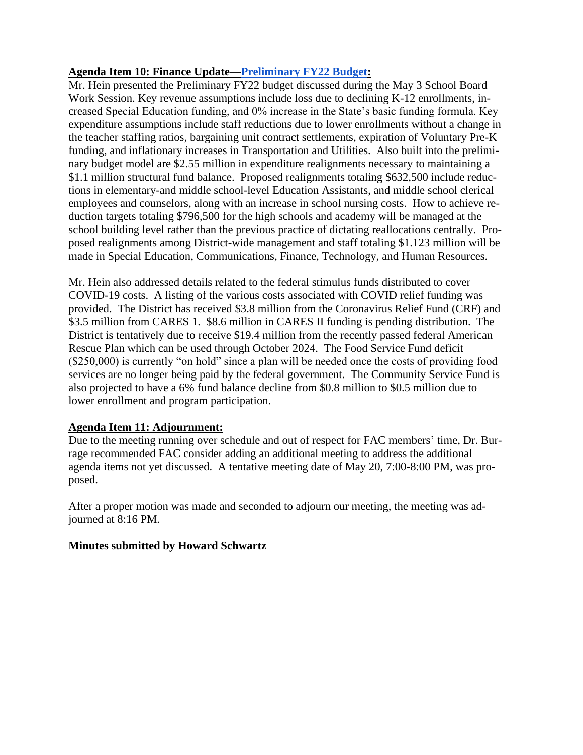**Agenda Item 10: Finance Update—Preliminary FY22 Budget:**

Mr. Hein presented the Preliminary FY22 budget discussed during the May 3 School Board Work Session. Key revenue assumptions include loss due to declining K-12 enrollments, increased Special Education funding, and 0% increase in the State's basic funding formula. Key expenditure assumptions include staff reductions due to lower enrollments without a change in the teacher staffing ratios, bargaining unit contract settlements, expiration of Voluntary Pre-K funding, and inflationary increases in Transportation and Utilities. Also built into the preliminary budget model are $2.55 million in expenditure realignments necessary to maintaining a $1.1 million structural fund balance. Proposed realignments totaling $632,500 include reductions in elementary-and middle school-level Education Assistants, and middle school clerical employees and counselors, along with an increase in school nursing costs. How to achieve reduction targets totaling $796,500 for the high schools and academy will be managed at the school building level rather than the previous practice of dictating reallocations centrally. Proposed realignments among District-wide management and staff totaling $1.123 million will be made in Special Education, Communications, Finance, Technology, and Human Resources.

Mr. Hein also addressed details related to the federal stimulus funds distributed to cover COVID-19 costs. A listing of the various costs associated with COVID relief funding was provided. The District has received $3.8 million from the Coronavirus Relief Fund (CRF) and $3.5 million from CARES 1. $8.6 million in CARES II funding is pending distribution. The District is tentatively due to receive $19.4 million from the recently passed federal American Rescue Plan which can be used through October 2024. The Food Service Fund deficit ($250,000) is currently "on hold" since a plan will be needed once the costs of providing food services are no longer being paid by the federal government. The Community Service Fund is also projected to have a 6% fund balance decline from $0.8 million to $0.5 million due to lower enrollment and program participation.

**Agenda Item 11: Adjournment:**

Due to the meeting running over schedule and out of respect for FAC members' time, Dr. Burrage recommended FAC consider adding an additional meeting to address the additional agenda items not yet discussed. A tentative meeting date of May 20, 7:00-8:00 PM, was proposed.

After a proper motion was made and seconded to adjourn our meeting, the meeting was adjourned at 8:16 PM.

**Minutes submitted by Howard Schwartz**